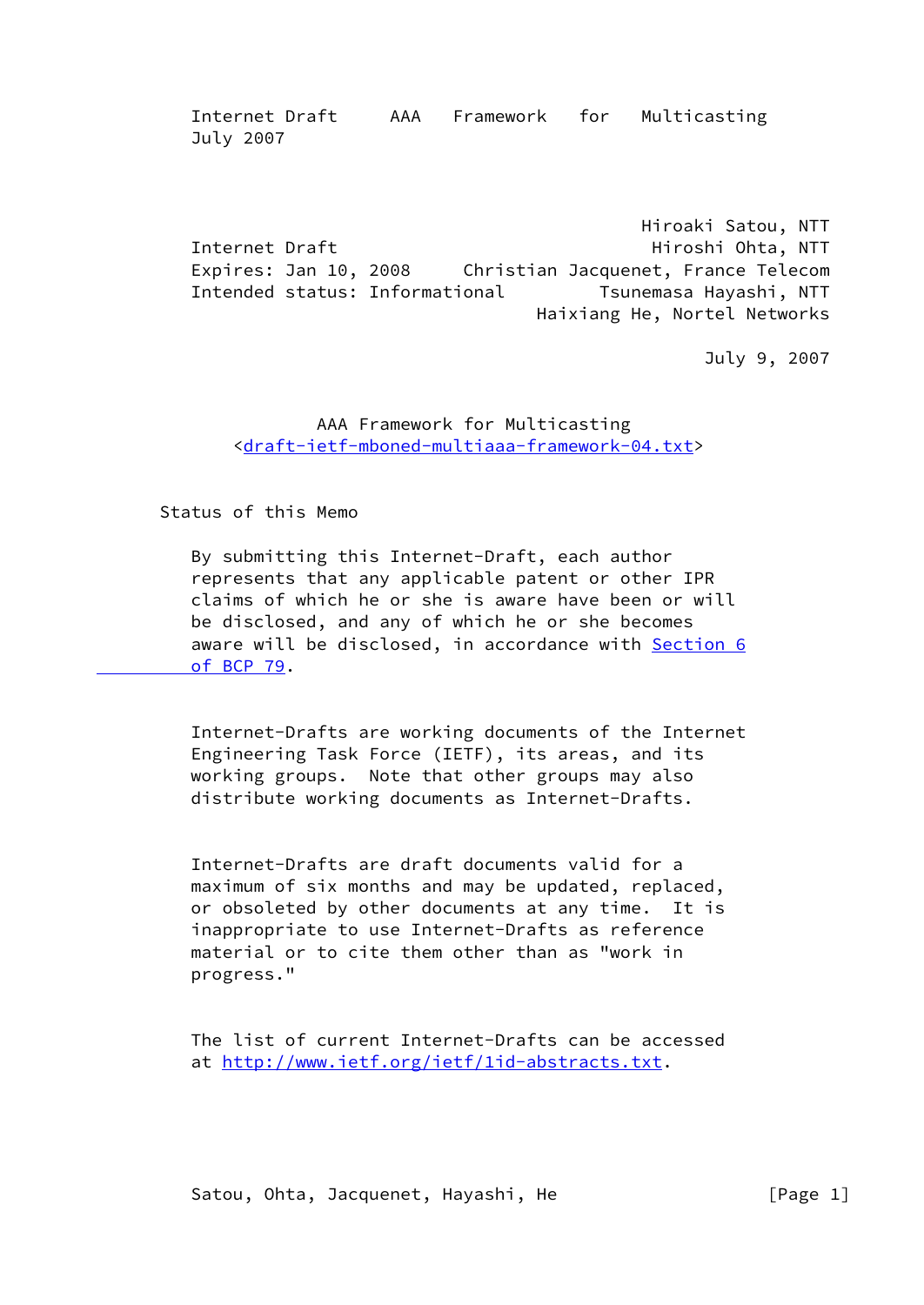Hiroaki Satou, NTT
Internet Draft Hiroshi Ohta, NTT
Expires: Jan 10, 2008 Christian Jacquenet, France Telecom
Intended status: Informational Tsunemasa Hayashi, NTT
Haixiang He, Nortel Networks

July 9, 2007

# AAA Framework for Multicasting
<draft-ietf-mboned-multiaaa-framework-04.txt>

## Status of this Memo

By submitting this Internet-Draft, each author represents that any applicable patent or other IPR claims of which he or she is aware have been or will be disclosed, and any of which he or she becomes aware will be disclosed, in accordance with Section 6 of BCP 79.

Internet-Drafts are working documents of the Internet Engineering Task Force (IETF), its areas, and its working groups. Note that other groups may also distribute working documents as Internet-Drafts.

Internet-Drafts are draft documents valid for a maximum of six months and may be updated, replaced, or obsoleted by other documents at any time. It is inappropriate to use Internet-Drafts as reference material or to cite them other than as "work in progress."

The list of current Internet-Drafts can be accessed at http://www.ietf.org/ietf/1id-abstracts.txt.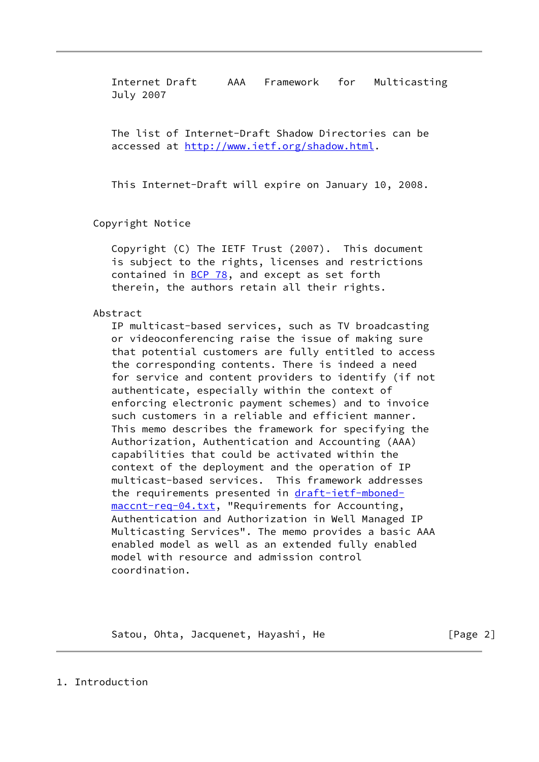The list of Internet-Draft Shadow Directories can be accessed at http://www.ietf.org/shadow.html.

This Internet-Draft will expire on January 10, 2008.

## Copyright Notice

Copyright (C) The IETF Trust (2007). This document is subject to the rights, licenses and restrictions contained in BCP 78, and except as set forth therein, the authors retain all their rights.

## Abstract

IP multicast-based services, such as TV broadcasting or videoconferencing raise the issue of making sure that potential customers are fully entitled to access the corresponding contents. There is indeed a need for service and content providers to identify (if not authenticate, especially within the context of enforcing electronic payment schemes) and to invoice such customers in a reliable and efficient manner. This memo describes the framework for specifying the Authorization, Authentication and Accounting (AAA) capabilities that could be activated within the context of the deployment and the operation of IP multicast-based services. This framework addresses the requirements presented in draft-ietf-mboned-maccnt-req-04.txt, "Requirements for Accounting, Authentication and Authorization in Well Managed IP Multicasting Services". The memo provides a basic AAA enabled model as well as an extended fully enabled model with resource and admission control coordination.

# 1. Introduction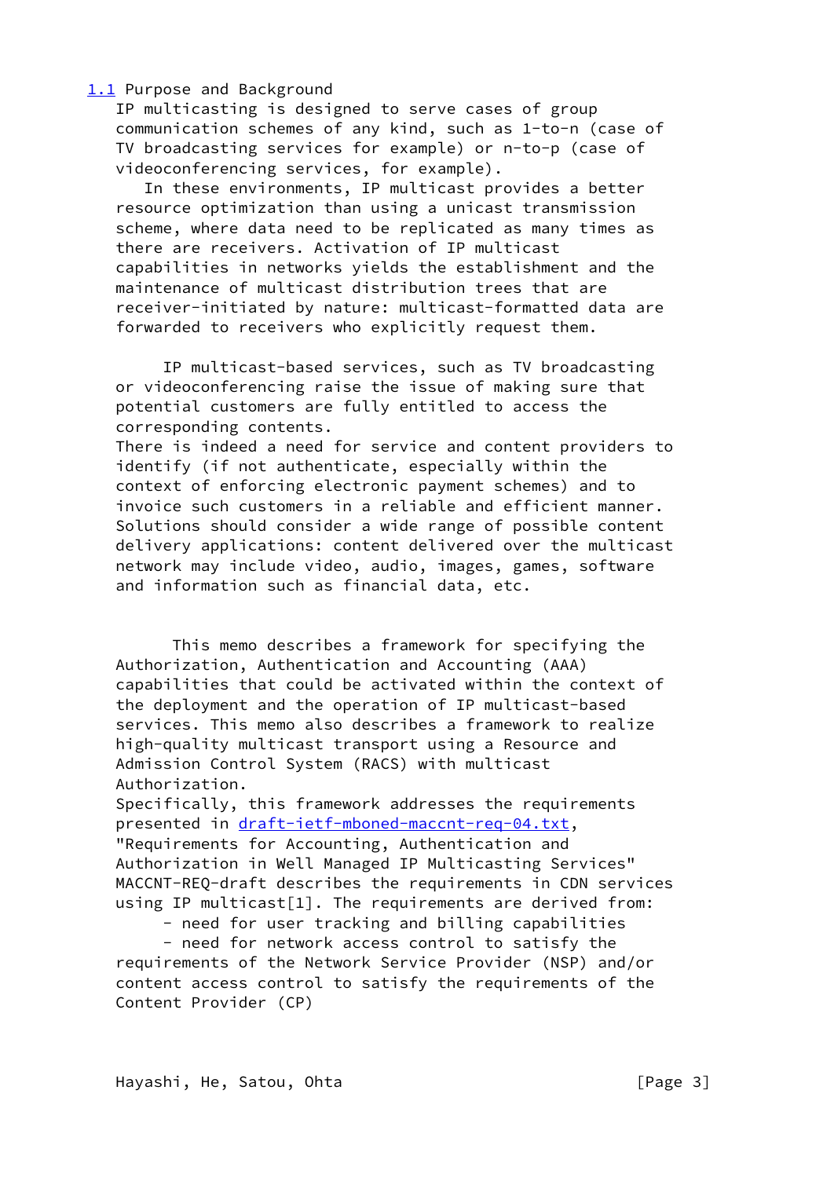## 1.1 Purpose and Background

IP multicasting is designed to serve cases of group communication schemes of any kind, such as 1-to-n (case of TV broadcasting services for example) or n-to-p (case of videoconferencing services, for example).

In these environments, IP multicast provides a better resource optimization than using a unicast transmission scheme, where data need to be replicated as many times as there are receivers. Activation of IP multicast capabilities in networks yields the establishment and the maintenance of multicast distribution trees that are receiver-initiated by nature: multicast-formatted data are forwarded to receivers who explicitly request them.

IP multicast-based services, such as TV broadcasting or videoconferencing raise the issue of making sure that potential customers are fully entitled to access the corresponding contents.
There is indeed a need for service and content providers to identify (if not authenticate, especially within the context of enforcing electronic payment schemes) and to invoice such customers in a reliable and efficient manner. Solutions should consider a wide range of possible content delivery applications: content delivered over the multicast network may include video, audio, images, games, software and information such as financial data, etc.

This memo describes a framework for specifying the Authorization, Authentication and Accounting (AAA) capabilities that could be activated within the context of the deployment and the operation of IP multicast-based services. This memo also describes a framework to realize high-quality multicast transport using a Resource and Admission Control System (RACS) with multicast Authorization.
Specifically, this framework addresses the requirements presented in draft-ietf-mboned-maccnt-req-04.txt, "Requirements for Accounting, Authentication and Authorization in Well Managed IP Multicasting Services" MACCNT-REQ-draft describes the requirements in CDN services using IP multicast[1]. The requirements are derived from:

- need for user tracking and billing capabilities
- need for network access control to satisfy the requirements of the Network Service Provider (NSP) and/or content access control to satisfy the requirements of the Content Provider (CP)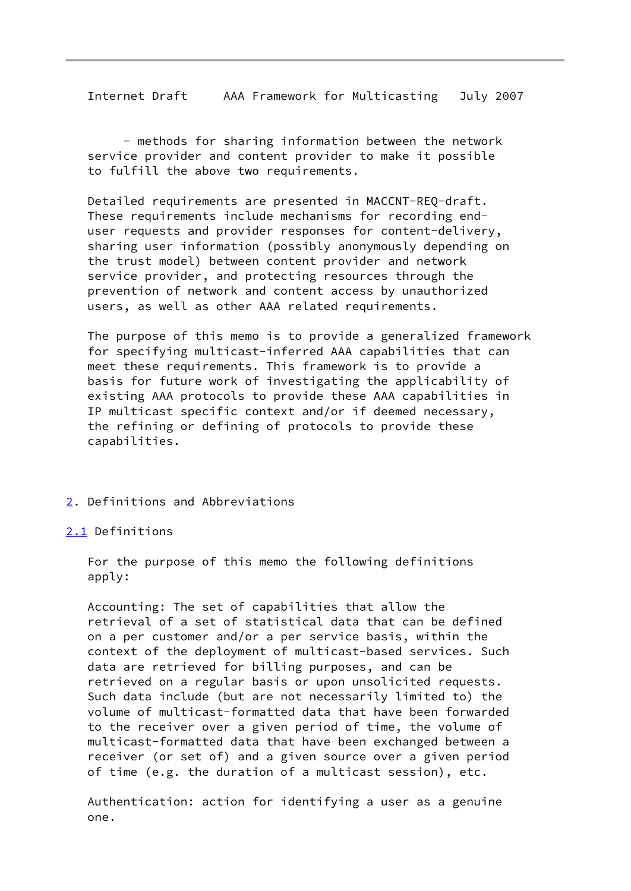- methods for sharing information between the network service provider and content provider to make it possible to fulfill the above two requirements.

Detailed requirements are presented in MACCNT-REQ-draft. These requirements include mechanisms for recording end-user requests and provider responses for content-delivery, sharing user information (possibly anonymously depending on the trust model) between content provider and network service provider, and protecting resources through the prevention of network and content access by unauthorized users, as well as other AAA related requirements.

The purpose of this memo is to provide a generalized framework for specifying multicast-inferred AAA capabilities that can meet these requirements. This framework is to provide a basis for future work of investigating the applicability of existing AAA protocols to provide these AAA capabilities in IP multicast specific context and/or if deemed necessary, the refining or defining of protocols to provide these capabilities.

## 2. Definitions and Abbreviations

### 2.1 Definitions

For the purpose of this memo the following definitions apply:

Accounting: The set of capabilities that allow the retrieval of a set of statistical data that can be defined on a per customer and/or a per service basis, within the context of the deployment of multicast-based services. Such data are retrieved for billing purposes, and can be retrieved on a regular basis or upon unsolicited requests. Such data include (but are not necessarily limited to) the volume of multicast-formatted data that have been forwarded to the receiver over a given period of time, the volume of multicast-formatted data that have been exchanged between a receiver (or set of) and a given source over a given period of time (e.g. the duration of a multicast session), etc.

Authentication: action for identifying a user as a genuine one.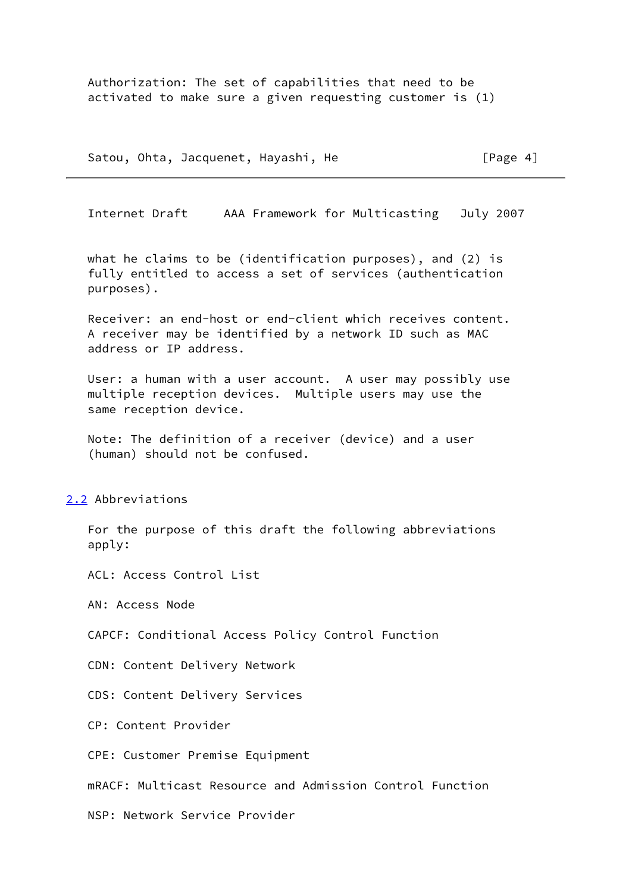Authorization: The set of capabilities that need to be activated to make sure a given requesting customer is (1) what he claims to be (identification purposes), and (2) is fully entitled to access a set of services (authentication purposes).

Receiver: an end-host or end-client which receives content. A receiver may be identified by a network ID such as MAC address or IP address.

User: a human with a user account. A user may possibly use multiple reception devices. Multiple users may use the same reception device.

Note: The definition of a receiver (device) and a user (human) should not be confused.

## 2.2 Abbreviations

For the purpose of this draft the following abbreviations apply:

ACL: Access Control List

AN: Access Node

CAPCF: Conditional Access Policy Control Function

CDN: Content Delivery Network

CDS: Content Delivery Services

CP: Content Provider

CPE: Customer Premise Equipment

mRACF: Multicast Resource and Admission Control Function

NSP: Network Service Provider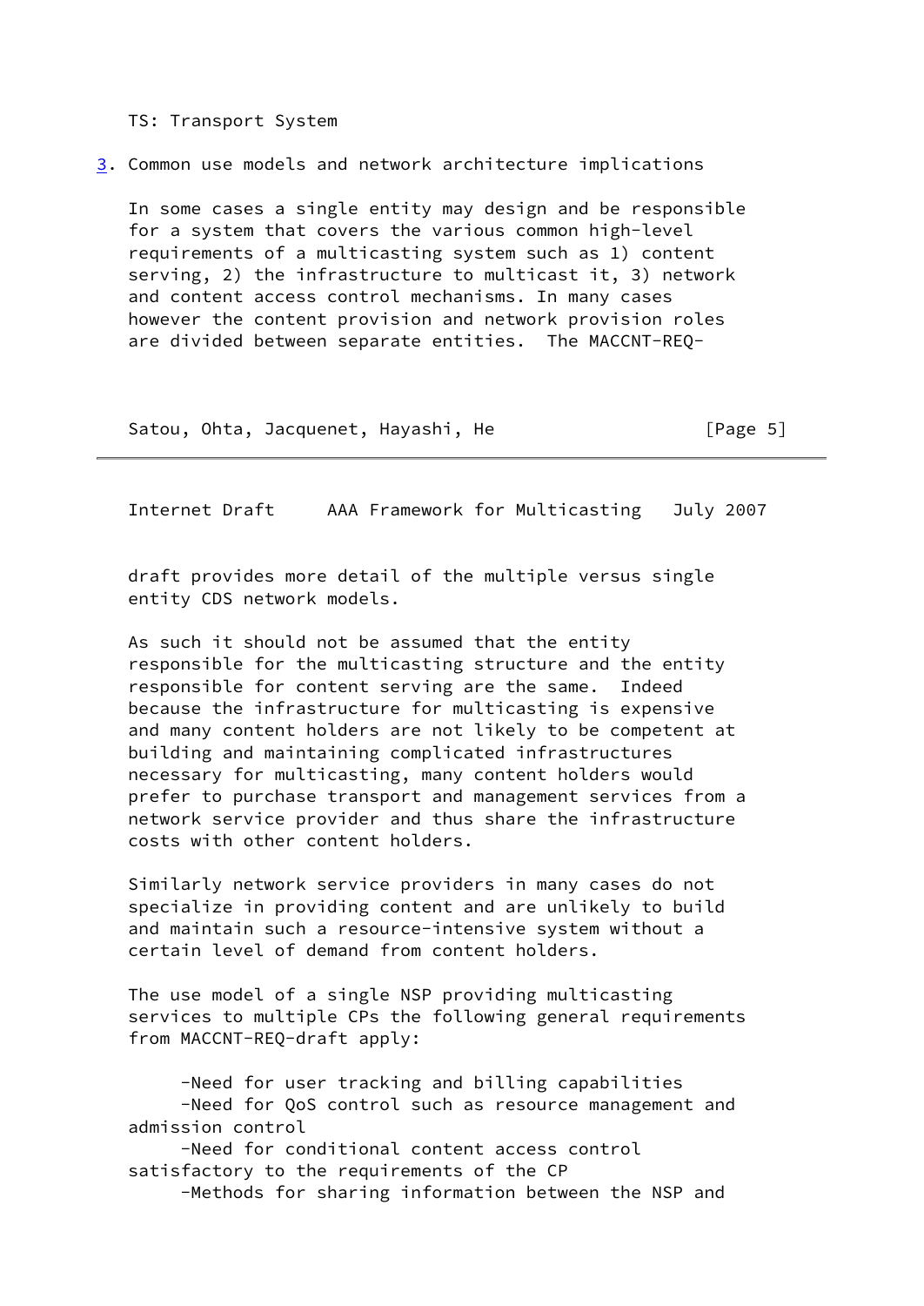TS: Transport System

## 3. Common use models and network architecture implications

In some cases a single entity may design and be responsible for a system that covers the various common high-level requirements of a multicasting system such as 1) content serving, 2) the infrastructure to multicast it, 3) network and content access control mechanisms. In many cases however the content provision and network provision roles are divided between separate entities. The MACCNT-REQ-draft provides more detail of the multiple versus single entity CDS network models.

As such it should not be assumed that the entity responsible for the multicasting structure and the entity responsible for content serving are the same. Indeed because the infrastructure for multicasting is expensive and many content holders are not likely to be competent at building and maintaining complicated infrastructures necessary for multicasting, many content holders would prefer to purchase transport and management services from a network service provider and thus share the infrastructure costs with other content holders.

Similarly network service providers in many cases do not specialize in providing content and are unlikely to build and maintain such a resource-intensive system without a certain level of demand from content holders.

The use model of a single NSP providing multicasting services to multiple CPs the following general requirements from MACCNT-REQ-draft apply:

- Need for user tracking and billing capabilities
- Need for QoS control such as resource management and admission control
- Need for conditional content access control satisfactory to the requirements of the CP
- Methods for sharing information between the NSP and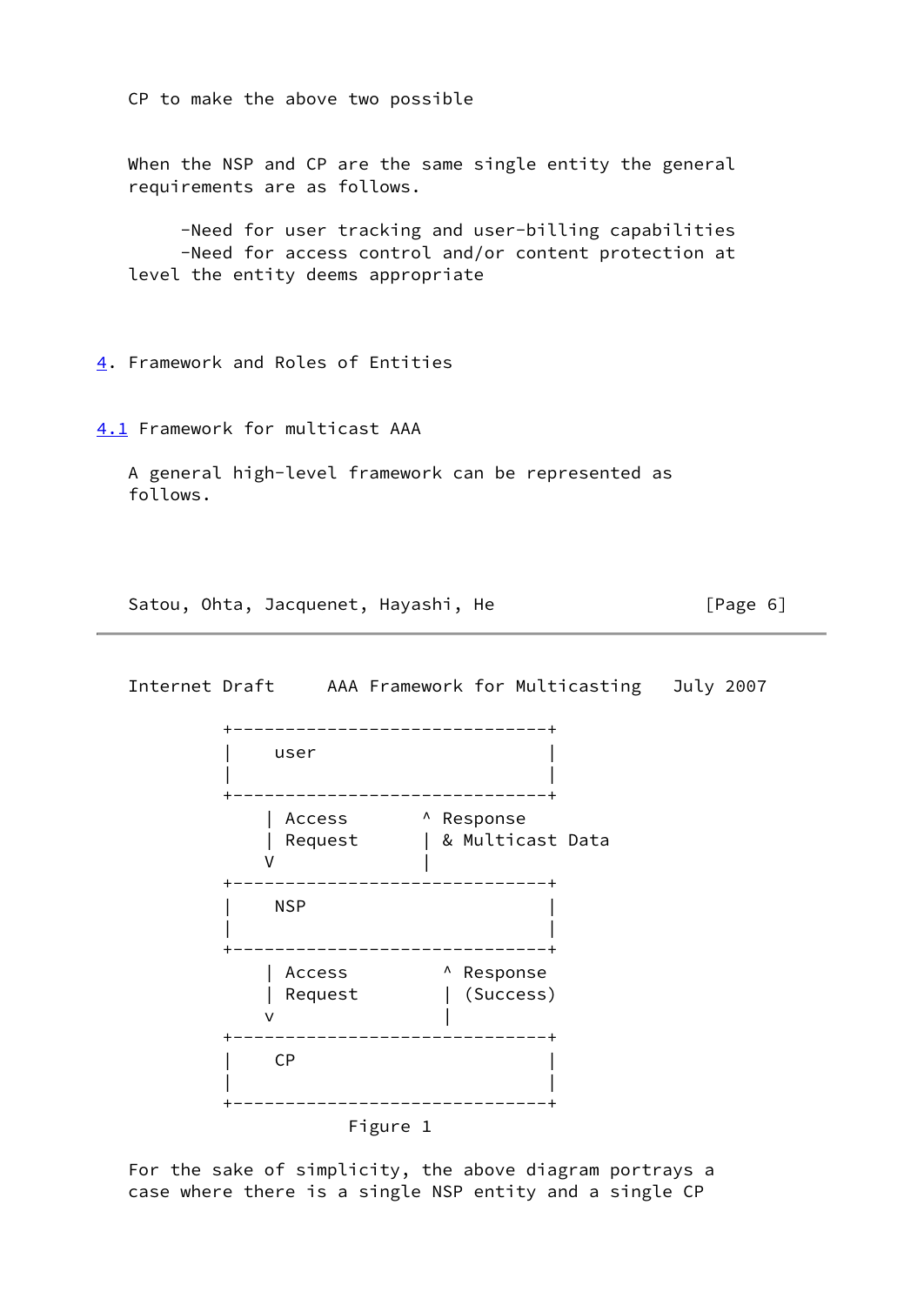CP to make the above two possible

When the NSP and CP are the same single entity the general requirements are as follows.

- -Need for user tracking and user-billing capabilities
- -Need for access control and/or content protection at level the entity deems appropriate

# 4. Framework and Roles of Entities

## 4.1 Framework for multicast AAA

A general high-level framework can be represented as follows.

```
+------------------------------+
|    user                      |
|                              |
+------------------------------+
    | Access       ^ Response
    | Request      | & Multicast Data
    V              |
+------------------------------+
|    NSP                       |
|                              |
+------------------------------+
    | Access         ^ Response
    | Request        | (Success)
    v                |
+------------------------------+
|    CP                        |
|                              |
+------------------------------+
```

Figure 1

For the sake of simplicity, the above diagram portrays a case where there is a single NSP entity and a single CP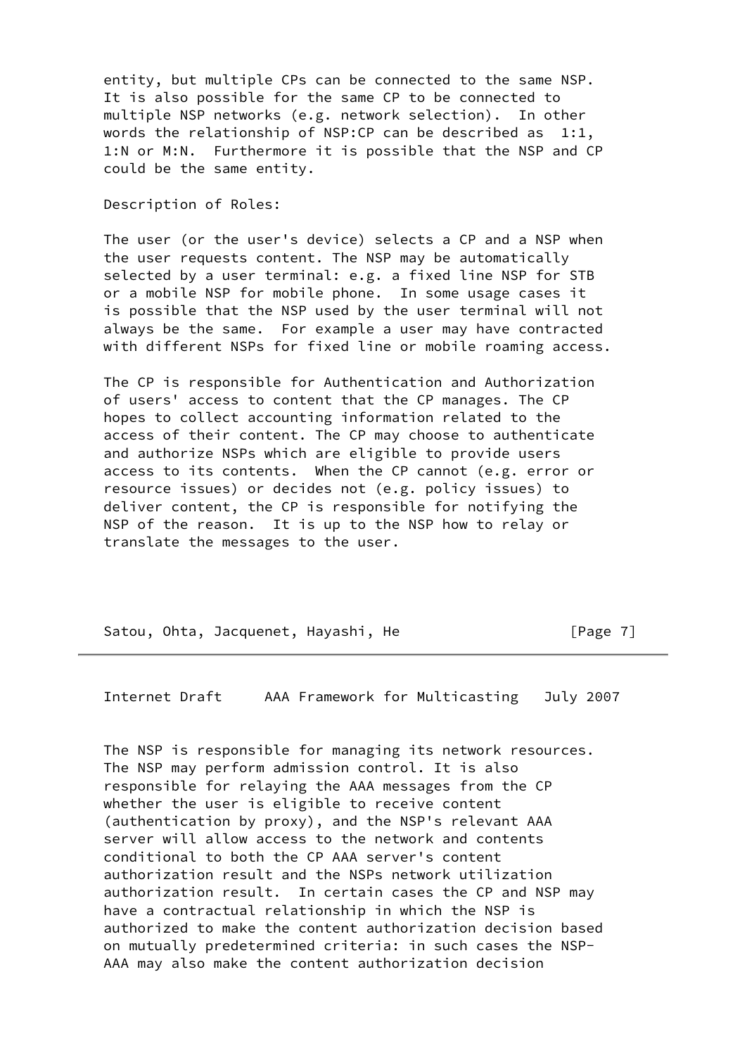entity, but multiple CPs can be connected to the same NSP. It is also possible for the same CP to be connected to multiple NSP networks (e.g. network selection). In other words the relationship of NSP:CP can be described as 1:1, 1:N or M:N. Furthermore it is possible that the NSP and CP could be the same entity.

Description of Roles:

The user (or the user's device) selects a CP and a NSP when the user requests content. The NSP may be automatically selected by a user terminal: e.g. a fixed line NSP for STB or a mobile NSP for mobile phone. In some usage cases it is possible that the NSP used by the user terminal will not always be the same. For example a user may have contracted with different NSPs for fixed line or mobile roaming access.

The CP is responsible for Authentication and Authorization of users' access to content that the CP manages. The CP hopes to collect accounting information related to the access of their content. The CP may choose to authenticate and authorize NSPs which are eligible to provide users access to its contents. When the CP cannot (e.g. error or resource issues) or decides not (e.g. policy issues) to deliver content, the CP is responsible for notifying the NSP of the reason. It is up to the NSP how to relay or translate the messages to the user.

The NSP is responsible for managing its network resources. The NSP may perform admission control. It is also responsible for relaying the AAA messages from the CP whether the user is eligible to receive content (authentication by proxy), and the NSP's relevant AAA server will allow access to the network and contents conditional to both the CP AAA server's content authorization result and the NSPs network utilization authorization result. In certain cases the CP and NSP may have a contractual relationship in which the NSP is authorized to make the content authorization decision based on mutually predetermined criteria: in such cases the NSP-AAA may also make the content authorization decision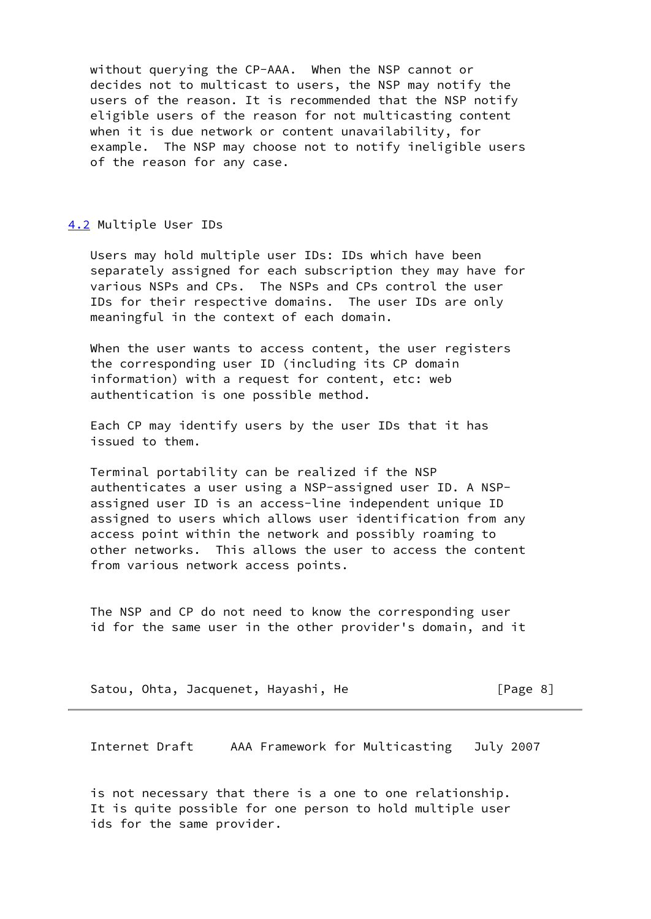without querying the CP-AAA. When the NSP cannot or decides not to multicast to users, the NSP may notify the users of the reason. It is recommended that the NSP notify eligible users of the reason for not multicasting content when it is due network or content unavailability, for example. The NSP may choose not to notify ineligible users of the reason for any case.

## 4.2 Multiple User IDs

Users may hold multiple user IDs: IDs which have been separately assigned for each subscription they may have for various NSPs and CPs. The NSPs and CPs control the user IDs for their respective domains. The user IDs are only meaningful in the context of each domain.

When the user wants to access content, the user registers the corresponding user ID (including its CP domain information) with a request for content, etc: web authentication is one possible method.

Each CP may identify users by the user IDs that it has issued to them.

Terminal portability can be realized if the NSP authenticates a user using a NSP-assigned user ID. A NSP-assigned user ID is an access-line independent unique ID assigned to users which allows user identification from any access point within the network and possibly roaming to other networks. This allows the user to access the content from various network access points.

The NSP and CP do not need to know the corresponding user id for the same user in the other provider's domain, and it is not necessary that there is a one to one relationship. It is quite possible for one person to hold multiple user ids for the same provider.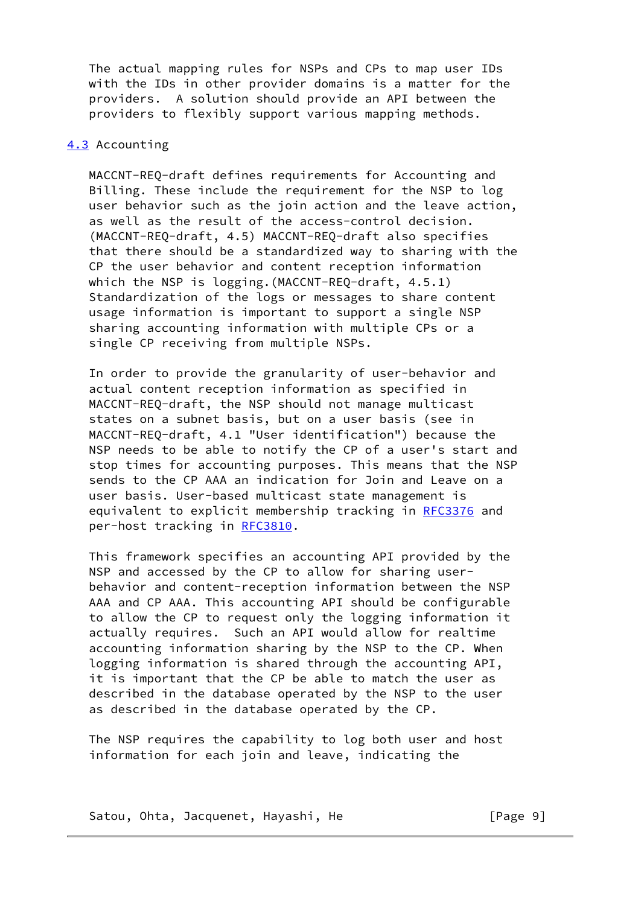The actual mapping rules for NSPs and CPs to map user IDs with the IDs in other provider domains is a matter for the providers. A solution should provide an API between the providers to flexibly support various mapping methods.

### 4.3 Accounting

MACCNT-REQ-draft defines requirements for Accounting and Billing. These include the requirement for the NSP to log user behavior such as the join action and the leave action, as well as the result of the access-control decision. (MACCNT-REQ-draft, 4.5) MACCNT-REQ-draft also specifies that there should be a standardized way to sharing with the CP the user behavior and content reception information which the NSP is logging.(MACCNT-REQ-draft, 4.5.1) Standardization of the logs or messages to share content usage information is important to support a single NSP sharing accounting information with multiple CPs or a single CP receiving from multiple NSPs.

In order to provide the granularity of user-behavior and actual content reception information as specified in MACCNT-REQ-draft, the NSP should not manage multicast states on a subnet basis, but on a user basis (see in MACCNT-REQ-draft, 4.1 "User identification") because the NSP needs to be able to notify the CP of a user's start and stop times for accounting purposes. This means that the NSP sends to the CP AAA an indication for Join and Leave on a user basis. User-based multicast state management is equivalent to explicit membership tracking in RFC3376 and per-host tracking in RFC3810.

This framework specifies an accounting API provided by the NSP and accessed by the CP to allow for sharing user-behavior and content-reception information between the NSP AAA and CP AAA. This accounting API should be configurable to allow the CP to request only the logging information it actually requires. Such an API would allow for realtime accounting information sharing by the NSP to the CP. When logging information is shared through the accounting API, it is important that the CP be able to match the user as described in the database operated by the NSP to the user as described in the database operated by the CP.

The NSP requires the capability to log both user and host information for each join and leave, indicating the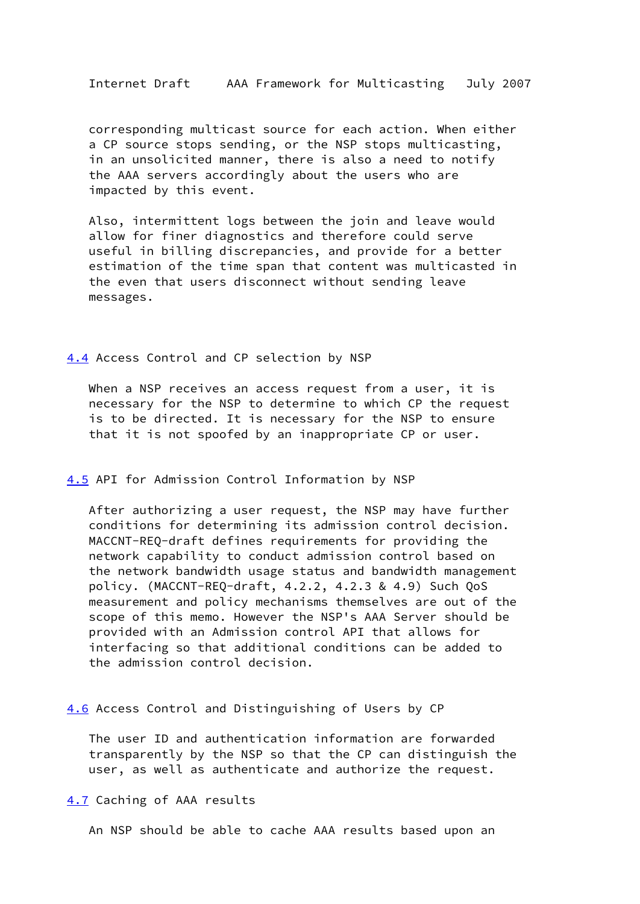corresponding multicast source for each action. When either a CP source stops sending, or the NSP stops multicasting, in an unsolicited manner, there is also a need to notify the AAA servers accordingly about the users who are impacted by this event.

Also, intermittent logs between the join and leave would allow for finer diagnostics and therefore could serve useful in billing discrepancies, and provide for a better estimation of the time span that content was multicasted in the even that users disconnect without sending leave messages.

### 4.4 Access Control and CP selection by NSP

When a NSP receives an access request from a user, it is necessary for the NSP to determine to which CP the request is to be directed. It is necessary for the NSP to ensure that it is not spoofed by an inappropriate CP or user.

### 4.5 API for Admission Control Information by NSP

After authorizing a user request, the NSP may have further conditions for determining its admission control decision. MACCNT-REQ-draft defines requirements for providing the network capability to conduct admission control based on the network bandwidth usage status and bandwidth management policy. (MACCNT-REQ-draft, 4.2.2, 4.2.3 & 4.9) Such QoS measurement and policy mechanisms themselves are out of the scope of this memo. However the NSP's AAA Server should be provided with an Admission control API that allows for interfacing so that additional conditions can be added to the admission control decision.

### 4.6 Access Control and Distinguishing of Users by CP

The user ID and authentication information are forwarded transparently by the NSP so that the CP can distinguish the user, as well as authenticate and authorize the request.

### 4.7 Caching of AAA results

An NSP should be able to cache AAA results based upon an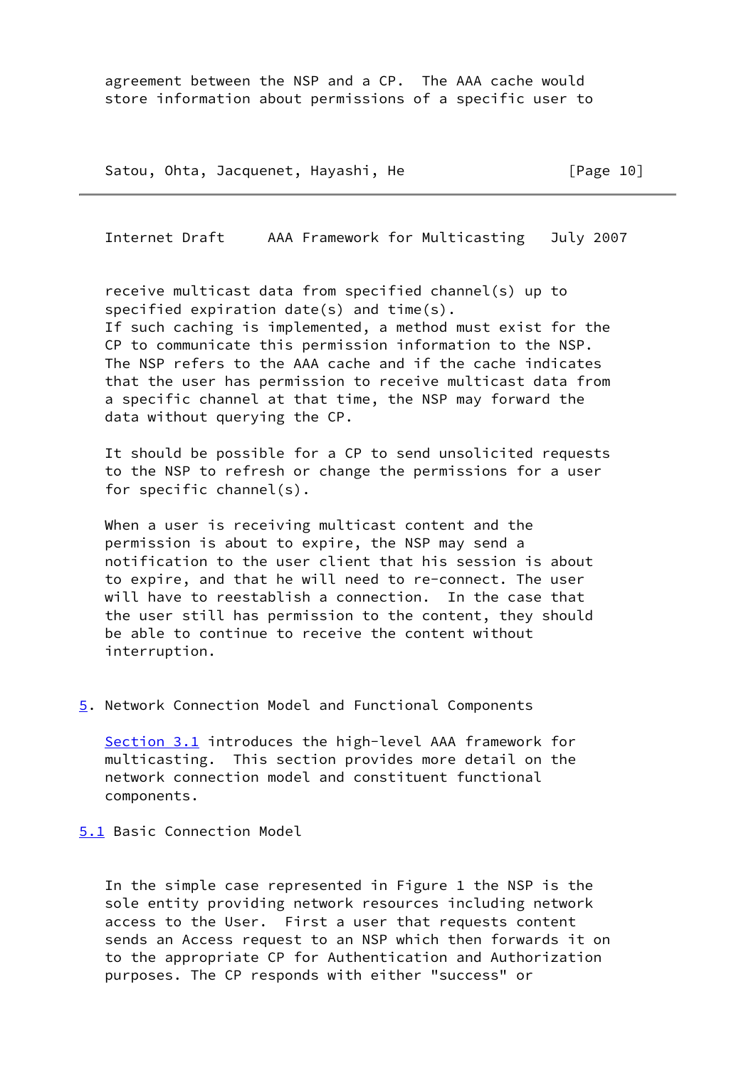agreement between the NSP and a CP. The AAA cache would store information about permissions of a specific user to receive multicast data from specified channel(s) up to specified expiration date(s) and time(s).
If such caching is implemented, a method must exist for the CP to communicate this permission information to the NSP. The NSP refers to the AAA cache and if the cache indicates that the user has permission to receive multicast data from a specific channel at that time, the NSP may forward the data without querying the CP.

It should be possible for a CP to send unsolicited requests to the NSP to refresh or change the permissions for a user for specific channel(s).

When a user is receiving multicast content and the permission is about to expire, the NSP may send a notification to the user client that his session is about to expire, and that he will need to re-connect. The user will have to reestablish a connection. In the case that the user still has permission to the content, they should be able to continue to receive the content without interruption.

## 5. Network Connection Model and Functional Components

Section 3.1 introduces the high-level AAA framework for multicasting. This section provides more detail on the network connection model and constituent functional components.

### 5.1 Basic Connection Model

In the simple case represented in Figure 1 the NSP is the sole entity providing network resources including network access to the User. First a user that requests content sends an Access request to an NSP which then forwards it on to the appropriate CP for Authentication and Authorization purposes. The CP responds with either "success" or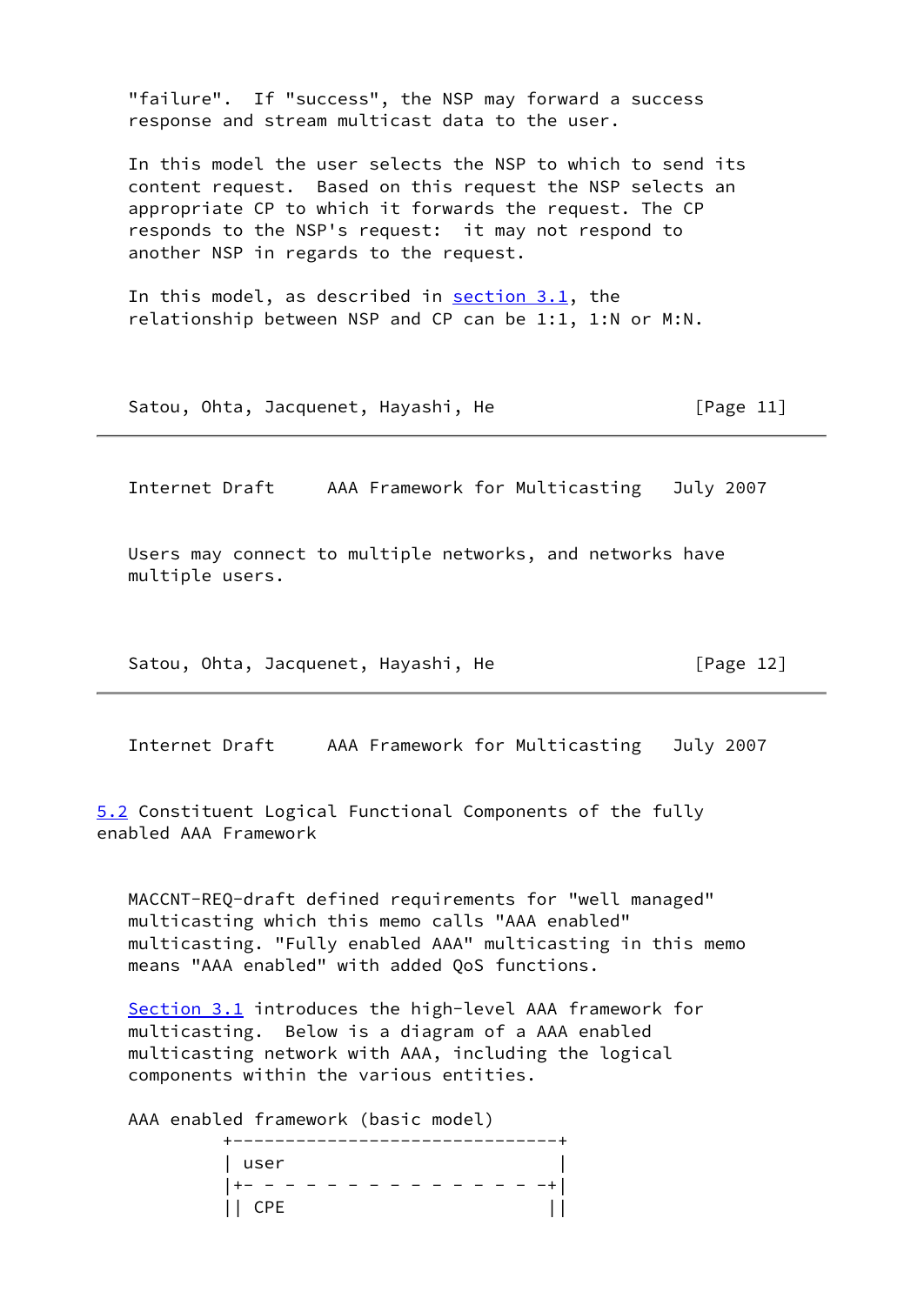"failure". If "success", the NSP may forward a success response and stream multicast data to the user.

In this model the user selects the NSP to which to send its content request. Based on this request the NSP selects an appropriate CP to which it forwards the request. The CP responds to the NSP's request: it may not respond to another NSP in regards to the request.

In this model, as described in section 3.1, the relationship between NSP and CP can be 1:1, 1:N or M:N.

Users may connect to multiple networks, and networks have multiple users.

## 5.2 Constituent Logical Functional Components of the fully enabled AAA Framework

MACCNT-REQ-draft defined requirements for "well managed" multicasting which this memo calls "AAA enabled" multicasting. "Fully enabled AAA" multicasting in this memo means "AAA enabled" with added QoS functions.

Section 3.1 introduces the high-level AAA framework for multicasting. Below is a diagram of a AAA enabled multicasting network with AAA, including the logical components within the various entities.

AAA enabled framework (basic model)

```
         +------------------------------+
         | user                         |
         |+- - - - - - - - - - - - - - -+|
         || CPE                        ||
```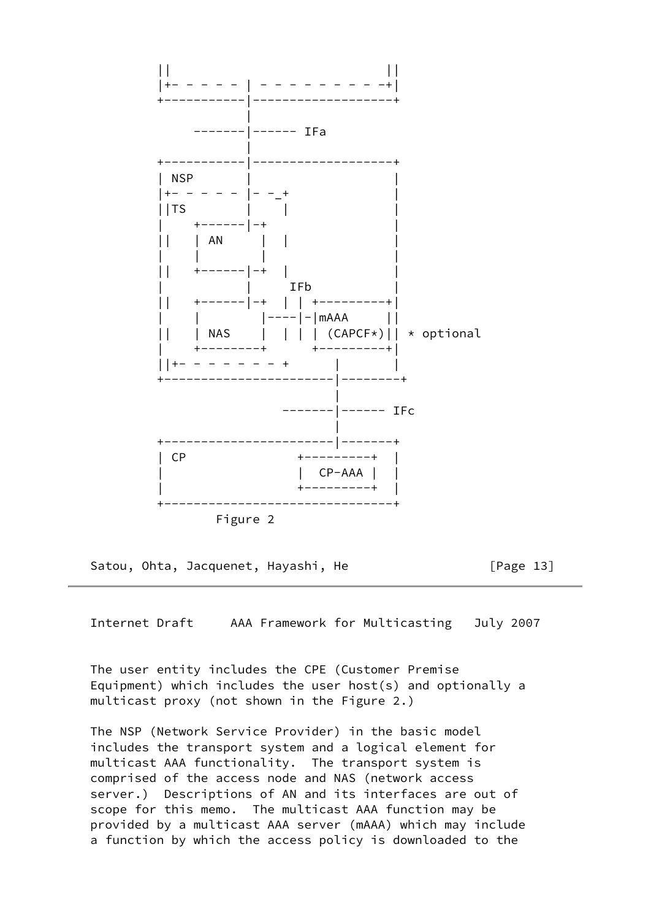```
          ||                           ||
          |+- - - - - | - - - - - - - - -+|
          +-----------|-------------------+
                      |
               -------|------ IFa
                      |
          +-----------|-------------------+
          | NSP       |                   |
          |+- - - - - |- -_+              |
          ||TS        |    |              |
          |    +------|-+                 |
          ||   | AN     |  |              |
          |    |        |                 |
          ||   +------|-+  |              |
          |           |     IFb           |
          ||   +------|-+  | | +---------+|
          |    |        |----|-|mAAA     ||
          ||   | NAS    |  | | | (CAPCF*)|| * optional
          |    +--------+      +---------+|
          ||+- - - - - - - - +      |       |
          +---------------------|--------+
                                |
                         -------|------ IFc
                                |
          +---------------------|-------+
          | CP              +---------+  |
          |                 |  CP-AAA |  |
          |                 +---------+  |
          +------------------------------+
                  Figure 2
```

The user entity includes the CPE (Customer Premise Equipment) which includes the user host(s) and optionally a multicast proxy (not shown in the Figure 2.)

The NSP (Network Service Provider) in the basic model includes the transport system and a logical element for multicast AAA functionality. The transport system is comprised of the access node and NAS (network access server.) Descriptions of AN and its interfaces are out of scope for this memo. The multicast AAA function may be provided by a multicast AAA server (mAAA) which may include a function by which the access policy is downloaded to the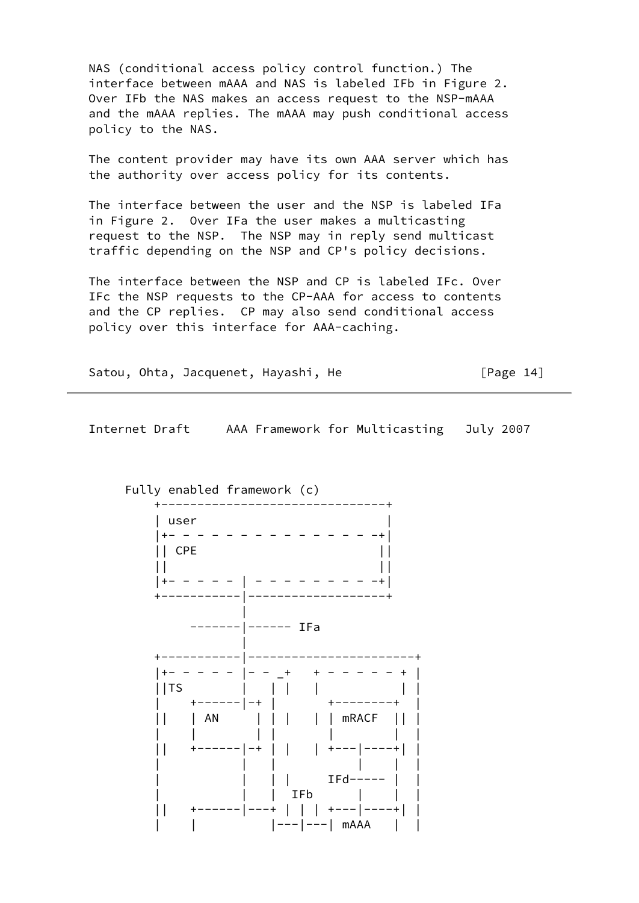NAS (conditional access policy control function.) The interface between mAAA and NAS is labeled IFb in Figure 2. Over IFb the NAS makes an access request to the NSP-mAAA and the mAAA replies. The mAAA may push conditional access policy to the NAS.

The content provider may have its own AAA server which has the authority over access policy for its contents.

The interface between the user and the NSP is labeled IFa in Figure 2. Over IFa the user makes a multicasting request to the NSP. The NSP may in reply send multicast traffic depending on the NSP and CP's policy decisions.

The interface between the NSP and CP is labeled IFc. Over IFc the NSP requests to the CP-AAA for access to contents and the CP replies. CP may also send conditional access policy over this interface for AAA-caching.

```
     Fully enabled framework (c)
         +-------------------------------+
         | user                          |
         |+- - - - - - - - - - - - - - -+|
         || CPE                         ||
         ||                             ||
         |+- - - - - | - - - - - - - - -+|
         +-----------|-------------------+
                     |
              -------|------ IFa
                     |
         +-----------|----------------------+
         |+- - - - - |- - _+   + - - - - - + |
         ||TS        |   | |   |           | |
         |    +------|-+ |       +--------+  |
         ||   | AN     | | |   | | mRACF  || |
         |    |        | |       |        |  |
         ||   +------|-+ | |   | +---|----+| |
         |           |   |           |    |  |
         |           |   | |     IFd----- |  |
         |           |   |  IFb      |    |  |
         ||   +------|---+ | | | +---|----+| |
         |    |          |---|---| mAAA   |  |
```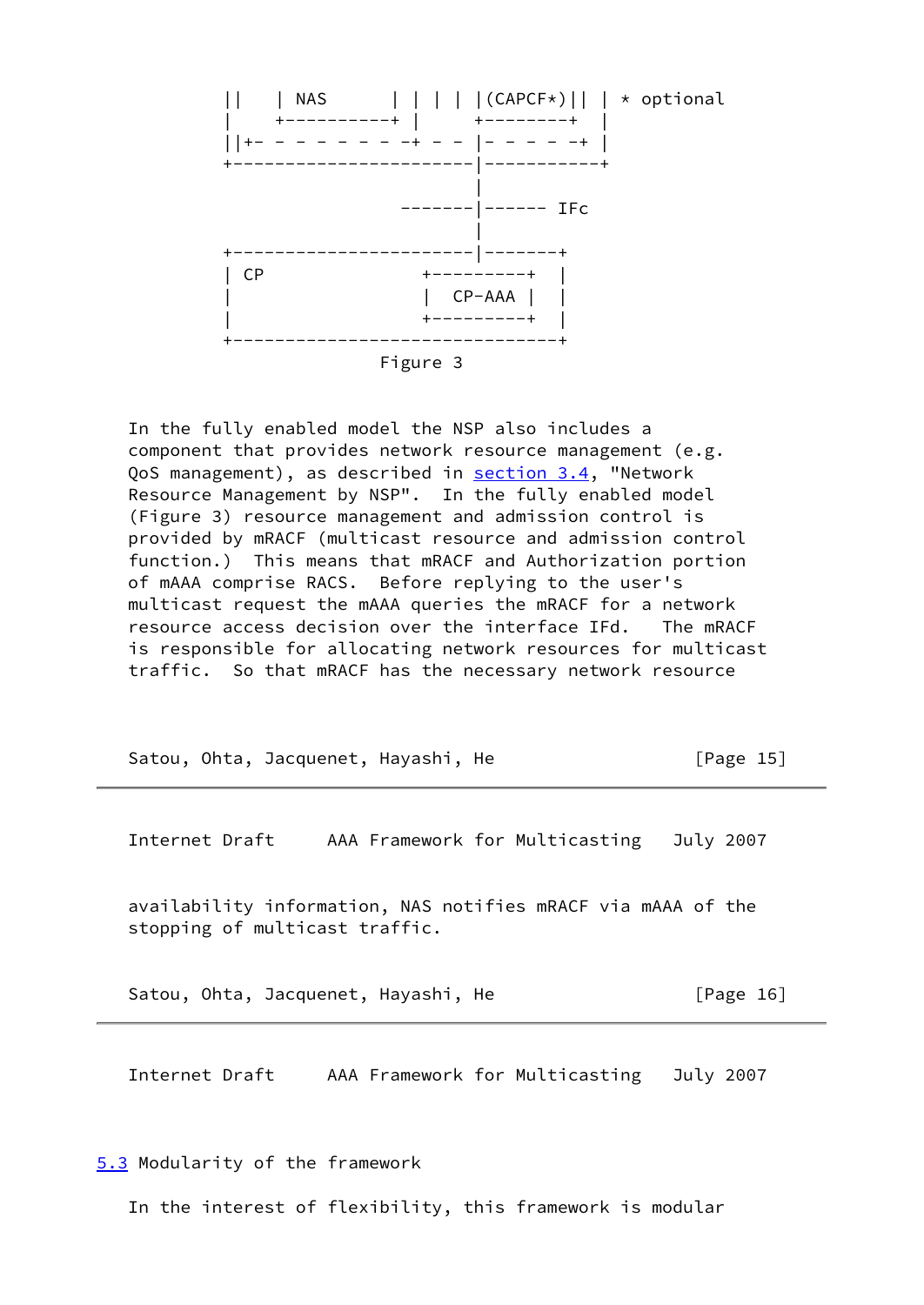```
||   | NAS       | | | | |(CAPCF*)|| | * optional
|    +-----------+ |     +---------+  |
||+- - - - - - - -+ - - |- - - - -+ |
+-----------------------|-----------+
                        |
                 -------|------ IFc
                        |
+-----------------------|-------+
| CP              +---------+   |
|                 |  CP-AAA |   |
|                 +---------+   |
+-------------------------------+
```

Figure 3

In the fully enabled model the NSP also includes a component that provides network resource management (e.g. QoS management), as described in section 3.4, "Network Resource Management by NSP". In the fully enabled model (Figure 3) resource management and admission control is provided by mRACF (multicast resource and admission control function.) This means that mRACF and Authorization portion of mAAA comprise RACS. Before replying to the user's multicast request the mAAA queries the mRACF for a network resource access decision over the interface IFd. The mRACF is responsible for allocating network resources for multicast traffic. So that mRACF has the necessary network resource availability information, NAS notifies mRACF via mAAA of the stopping of multicast traffic.

## 5.3 Modularity of the framework

In the interest of flexibility, this framework is modular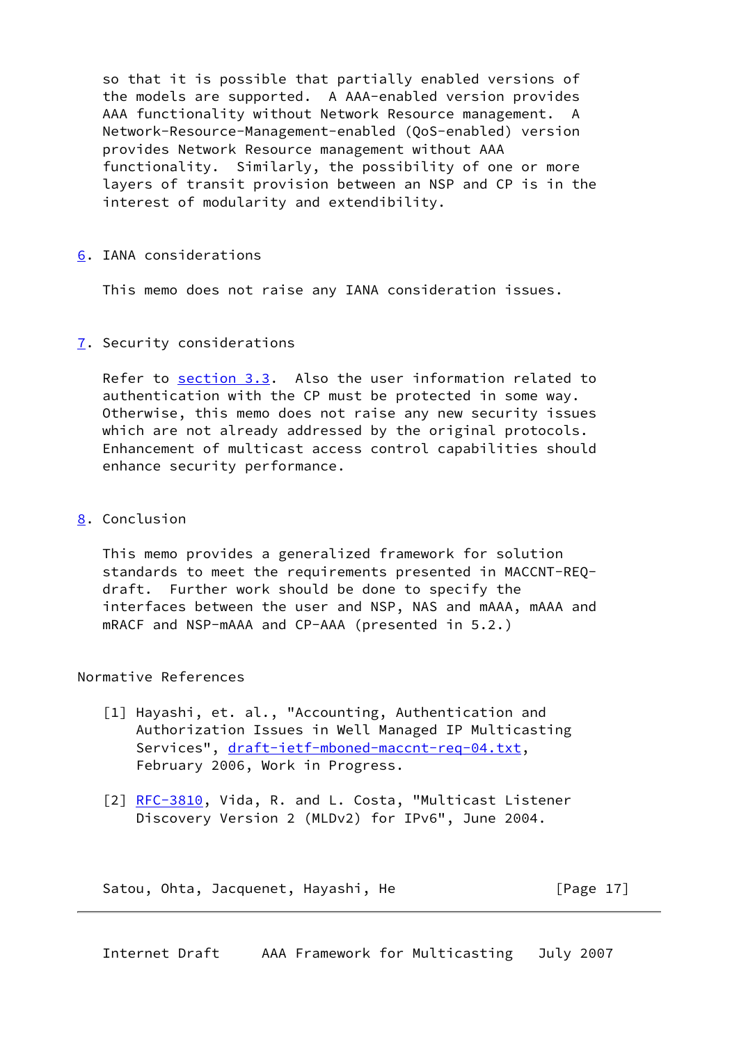so that it is possible that partially enabled versions of the models are supported. A AAA-enabled version provides AAA functionality without Network Resource management. A Network-Resource-Management-enabled (QoS-enabled) version provides Network Resource management without AAA functionality. Similarly, the possibility of one or more layers of transit provision between an NSP and CP is in the interest of modularity and extendibility.

## 6. IANA considerations

This memo does not raise any IANA consideration issues.

## 7. Security considerations

Refer to section 3.3. Also the user information related to authentication with the CP must be protected in some way. Otherwise, this memo does not raise any new security issues which are not already addressed by the original protocols. Enhancement of multicast access control capabilities should enhance security performance.

## 8. Conclusion

This memo provides a generalized framework for solution standards to meet the requirements presented in MACCNT-REQ-draft. Further work should be done to specify the interfaces between the user and NSP, NAS and mAAA, mAAA and mRACF and NSP-mAAA and CP-AAA (presented in 5.2.)

## Normative References

[1] Hayashi, et. al., "Accounting, Authentication and Authorization Issues in Well Managed IP Multicasting Services", draft-ietf-mboned-maccnt-req-04.txt, February 2006, Work in Progress.

[2] RFC-3810, Vida, R. and L. Costa, "Multicast Listener Discovery Version 2 (MLDv2) for IPv6", June 2004.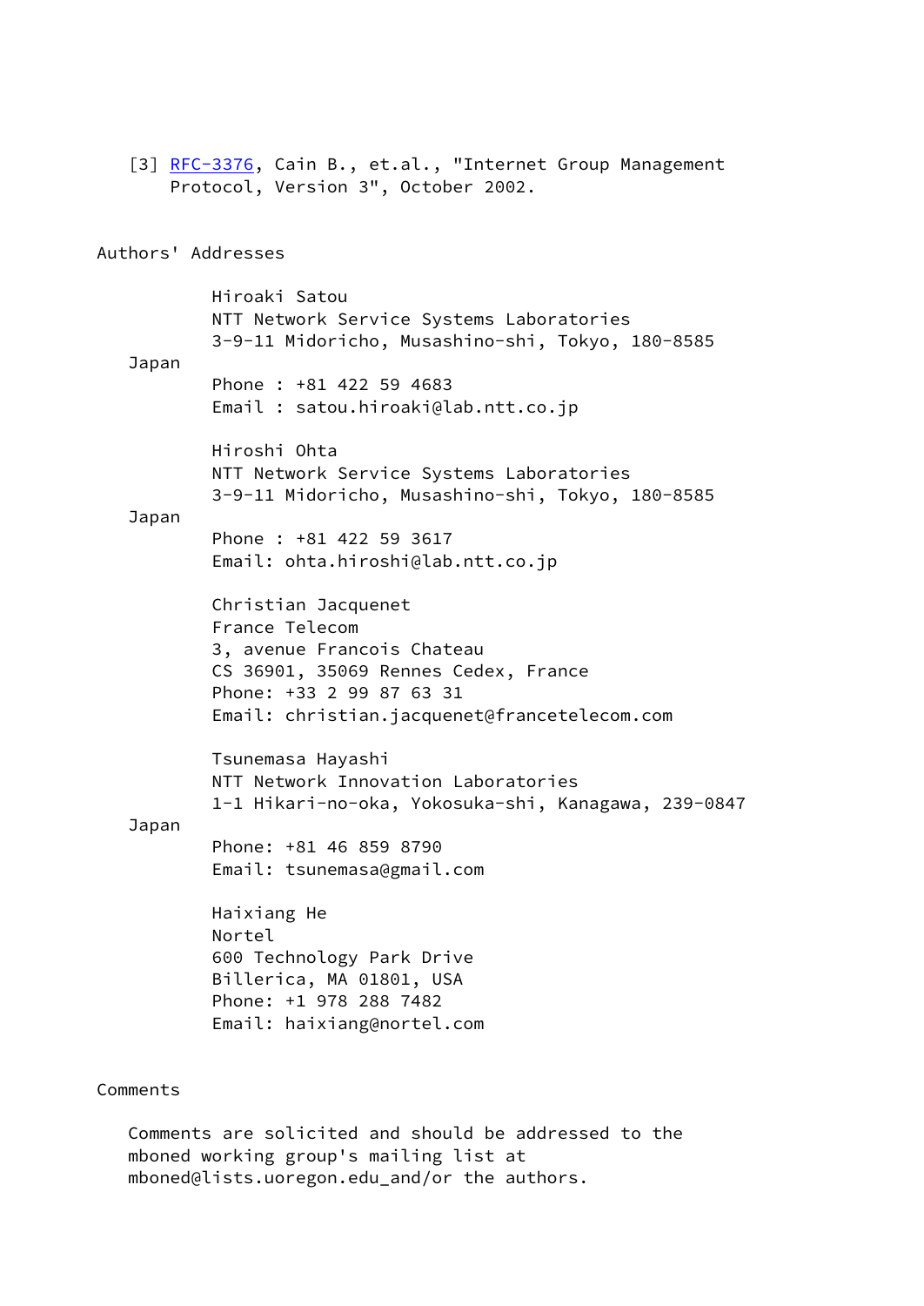[3] RFC-3376, Cain B., et.al., "Internet Group Management Protocol, Version 3", October 2002.

## Authors' Addresses

Hiroaki Satou
NTT Network Service Systems Laboratories
3-9-11 Midoricho, Musashino-shi, Tokyo, 180-8585
Japan
Phone : +81 422 59 4683
Email : satou.hiroaki@lab.ntt.co.jp

Hiroshi Ohta
NTT Network Service Systems Laboratories
3-9-11 Midoricho, Musashino-shi, Tokyo, 180-8585
Japan
Phone : +81 422 59 3617
Email: ohta.hiroshi@lab.ntt.co.jp

Christian Jacquenet
France Telecom
3, avenue Francois Chateau
CS 36901, 35069 Rennes Cedex, France
Phone: +33 2 99 87 63 31
Email: christian.jacquenet@francetelecom.com

Tsunemasa Hayashi
NTT Network Innovation Laboratories
1-1 Hikari-no-oka, Yokosuka-shi, Kanagawa, 239-0847
Japan
Phone: +81 46 859 8790
Email: tsunemasa@gmail.com

Haixiang He
Nortel
600 Technology Park Drive
Billerica, MA 01801, USA
Phone: +1 978 288 7482
Email: haixiang@nortel.com

## Comments

Comments are solicited and should be addressed to the mboned working group's mailing list at mboned@lists.uoregon.edu_and/or the authors.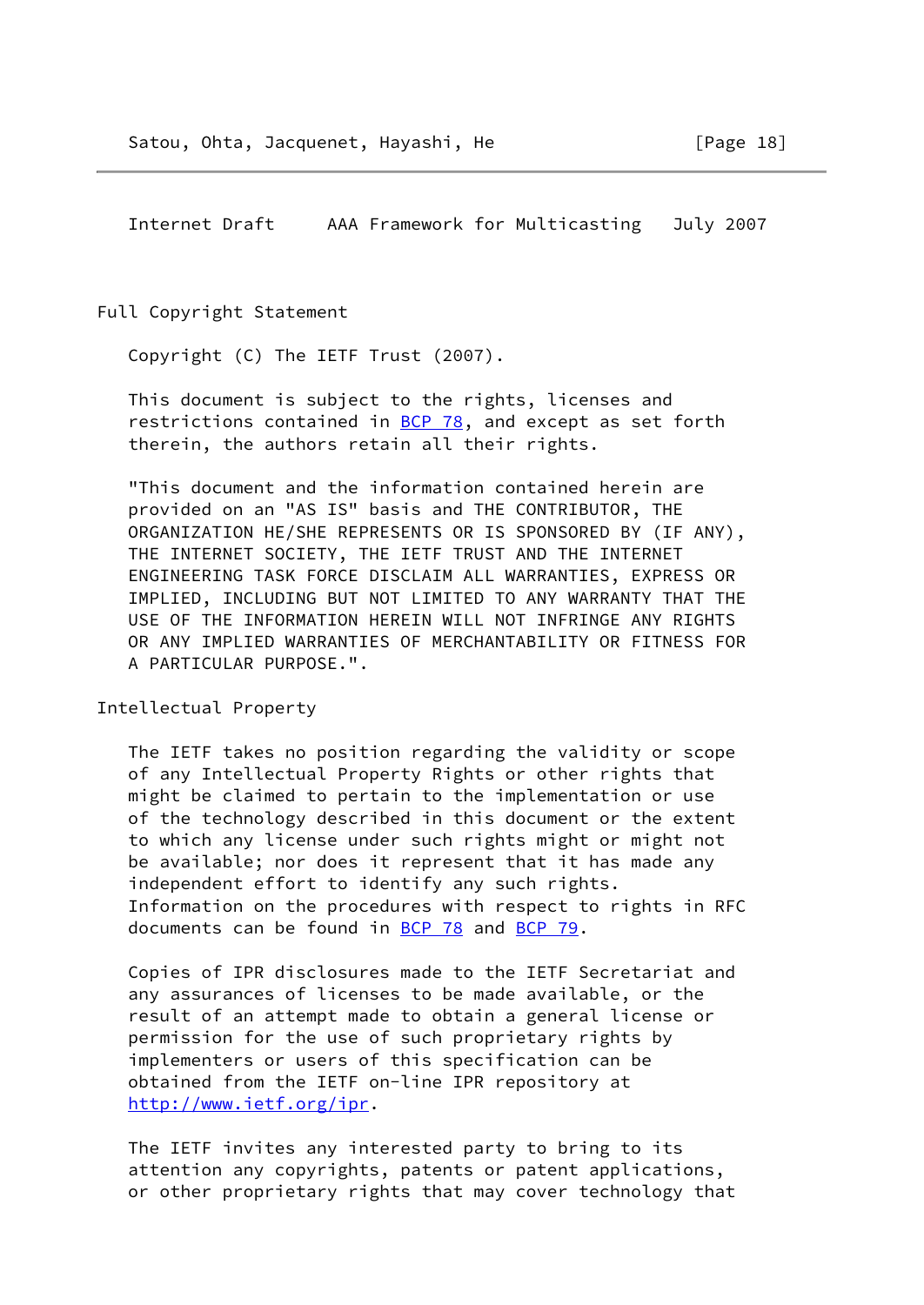## Full Copyright Statement

Copyright (C) The IETF Trust (2007).

This document is subject to the rights, licenses and restrictions contained in BCP 78, and except as set forth therein, the authors retain all their rights.

"This document and the information contained herein are provided on an "AS IS" basis and THE CONTRIBUTOR, THE ORGANIZATION HE/SHE REPRESENTS OR IS SPONSORED BY (IF ANY), THE INTERNET SOCIETY, THE IETF TRUST AND THE INTERNET ENGINEERING TASK FORCE DISCLAIM ALL WARRANTIES, EXPRESS OR IMPLIED, INCLUDING BUT NOT LIMITED TO ANY WARRANTY THAT THE USE OF THE INFORMATION HEREIN WILL NOT INFRINGE ANY RIGHTS OR ANY IMPLIED WARRANTIES OF MERCHANTABILITY OR FITNESS FOR A PARTICULAR PURPOSE.".

## Intellectual Property

The IETF takes no position regarding the validity or scope of any Intellectual Property Rights or other rights that might be claimed to pertain to the implementation or use of the technology described in this document or the extent to which any license under such rights might or might not be available; nor does it represent that it has made any independent effort to identify any such rights. Information on the procedures with respect to rights in RFC documents can be found in BCP 78 and BCP 79.

Copies of IPR disclosures made to the IETF Secretariat and any assurances of licenses to be made available, or the result of an attempt made to obtain a general license or permission for the use of such proprietary rights by implementers or users of this specification can be obtained from the IETF on-line IPR repository at http://www.ietf.org/ipr.

The IETF invites any interested party to bring to its attention any copyrights, patents or patent applications, or other proprietary rights that may cover technology that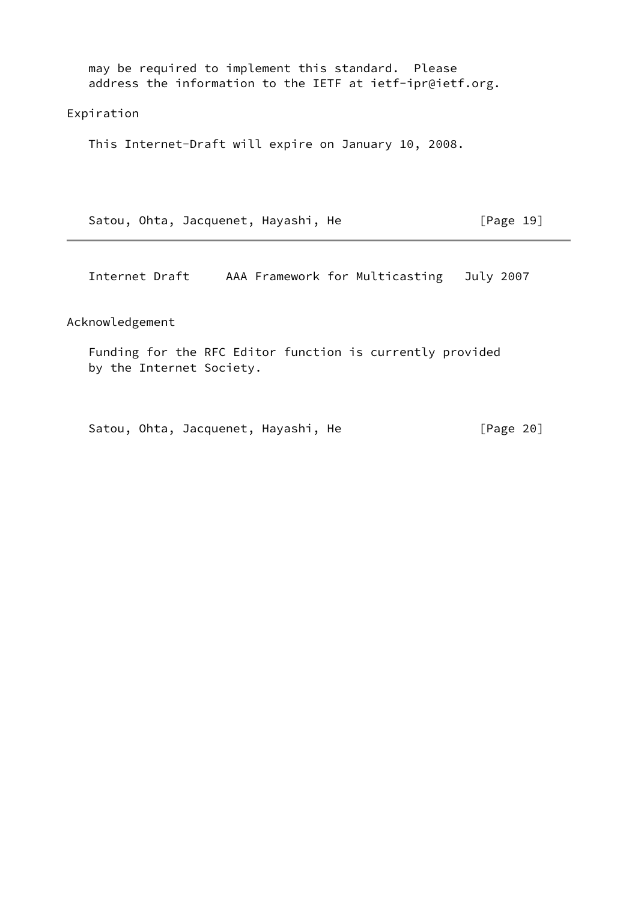may be required to implement this standard. Please address the information to the IETF at ietf-ipr@ietf.org.

## Expiration

This Internet-Draft will expire on January 10, 2008.

## Acknowledgement

Funding for the RFC Editor function is currently provided by the Internet Society.